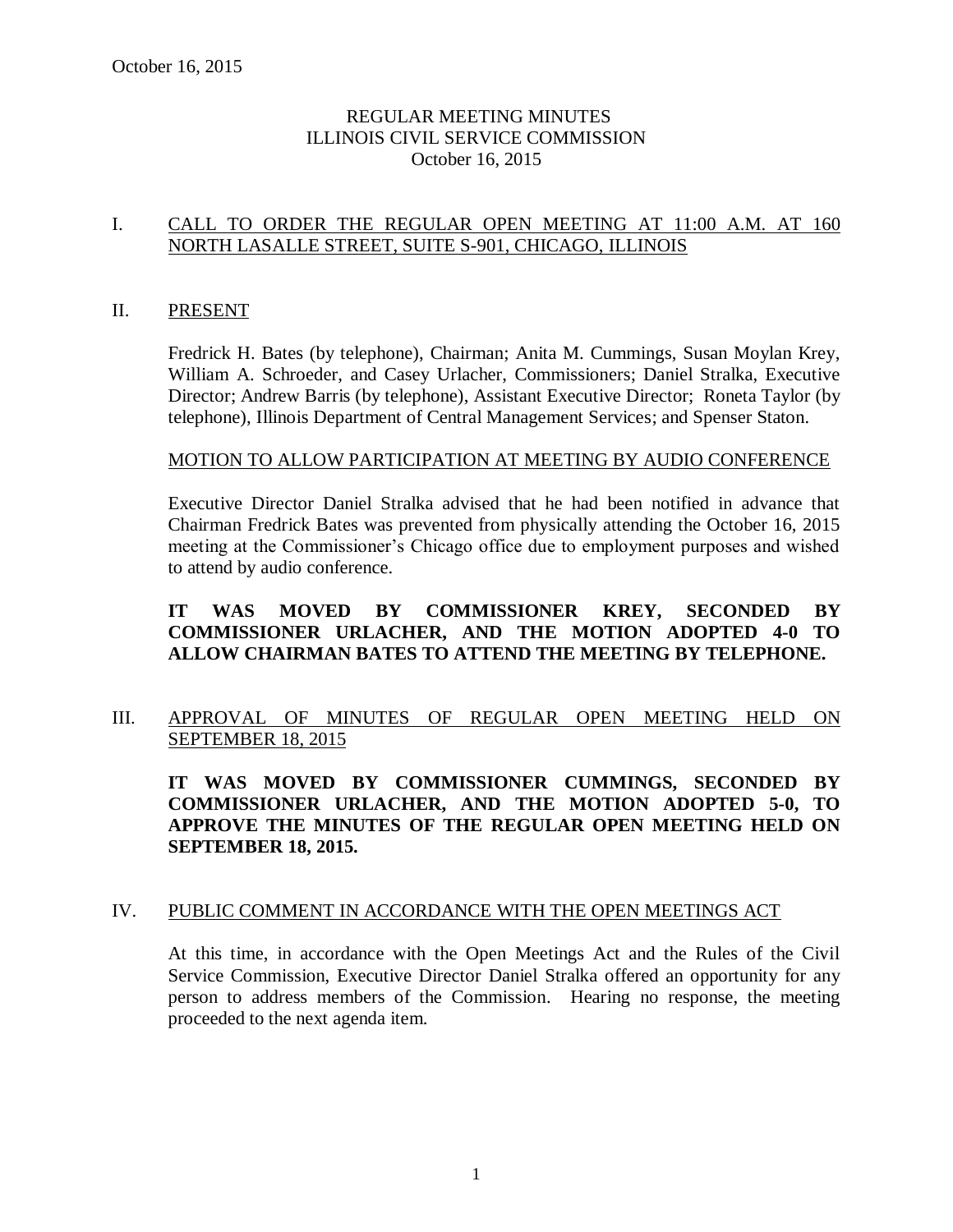October 16, 2015

# REGULAR MEETING MINUTES
# ILLINOIS CIVIL SERVICE COMMISSION
# October 16, 2015

## I. CALL TO ORDER THE REGULAR OPEN MEETING AT 11:00 A.M. AT 160 NORTH LASALLE STREET, SUITE S-901, CHICAGO, ILLINOIS

## II. PRESENT

Fredrick H. Bates (by telephone), Chairman; Anita M. Cummings, Susan Moylan Krey, William A. Schroeder, and Casey Urlacher, Commissioners; Daniel Stralka, Executive Director; Andrew Barris (by telephone), Assistant Executive Director; Roneta Taylor (by telephone), Illinois Department of Central Management Services; and Spenser Staton.

### MOTION TO ALLOW PARTICIPATION AT MEETING BY AUDIO CONFERENCE

Executive Director Daniel Stralka advised that he had been notified in advance that Chairman Fredrick Bates was prevented from physically attending the October 16, 2015 meeting at the Commissioner's Chicago office due to employment purposes and wished to attend by audio conference.

**IT WAS MOVED BY COMMISSIONER KREY, SECONDED BY COMMISSIONER URLACHER, AND THE MOTION ADOPTED 4-0 TO ALLOW CHAIRMAN BATES TO ATTEND THE MEETING BY TELEPHONE.**

## III. APPROVAL OF MINUTES OF REGULAR OPEN MEETING HELD ON SEPTEMBER 18, 2015

**IT WAS MOVED BY COMMISSIONER CUMMINGS, SECONDED BY COMMISSIONER URLACHER, AND THE MOTION ADOPTED 5-0, TO APPROVE THE MINUTES OF THE REGULAR OPEN MEETING HELD ON SEPTEMBER 18, 2015.**

## IV. PUBLIC COMMENT IN ACCORDANCE WITH THE OPEN MEETINGS ACT

At this time, in accordance with the Open Meetings Act and the Rules of the Civil Service Commission, Executive Director Daniel Stralka offered an opportunity for any person to address members of the Commission. Hearing no response, the meeting proceeded to the next agenda item.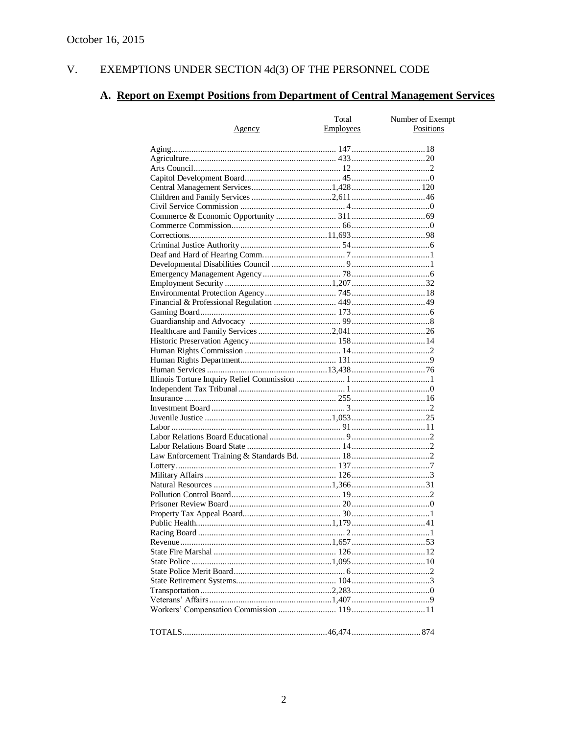October 16, 2015

## V. EXEMPTIONS UNDER SECTION 4d(3) OF THE PERSONNEL CODE

### A. Report on Exempt Positions from Department of Central Management Services

| Agency | Total Employees | Number of Exempt Positions |
|---|---|---|
| Aging | 147 | 18 |
| Agriculture | 433 | 20 |
| Arts Council | 12 | 2 |
| Capitol Development Board | 45 | 0 |
| Central Management Services | 1,428 | 120 |
| Children and Family Services | 2,611 | 46 |
| Civil Service Commission | 4 | 0 |
| Commerce & Economic Opportunity | 311 | 69 |
| Commerce Commission | 66 | 0 |
| Corrections | 11,693 | 98 |
| Criminal Justice Authority | 54 | 6 |
| Deaf and Hard of Hearing Comm. | 7 | 1 |
| Developmental Disabilities Council | 9 | 1 |
| Emergency Management Agency | 78 | 6 |
| Employment Security | 1,207 | 32 |
| Environmental Protection Agency | 745 | 18 |
| Financial & Professional Regulation | 449 | 49 |
| Gaming Board | 173 | 6 |
| Guardianship and Advocacy | 99 | 8 |
| Healthcare and Family Services | 2,041 | 26 |
| Historic Preservation Agency | 158 | 14 |
| Human Rights Commission | 14 | 2 |
| Human Rights Department | 131 | 9 |
| Human Services | 13,438 | 76 |
| Illinois Torture Inquiry Relief Commission | 1 | 1 |
| Independent Tax Tribunal | 1 | 0 |
| Insurance | 255 | 16 |
| Investment Board | 3 | 2 |
| Juvenile Justice | 1,053 | 25 |
| Labor | 91 | 11 |
| Labor Relations Board Educational | 9 | 2 |
| Labor Relations Board State | 14 | 2 |
| Law Enforcement Training & Standards Bd. | 18 | 2 |
| Lottery | 137 | 7 |
| Military Affairs | 126 | 3 |
| Natural Resources | 1,366 | 31 |
| Pollution Control Board | 19 | 2 |
| Prisoner Review Board | 20 | 0 |
| Property Tax Appeal Board | 30 | 1 |
| Public Health | 1,179 | 41 |
| Racing Board | 2 | 1 |
| Revenue | 1,657 | 53 |
| State Fire Marshal | 126 | 12 |
| State Police | 1,095 | 10 |
| State Police Merit Board | 6 | 2 |
| State Retirement Systems | 104 | 3 |
| Transportation | 2,283 | 0 |
| Veterans' Affairs | 1,407 | 9 |
| Workers' Compensation Commission | 119 | 11 |
| TOTALS | 46,474 | 874 |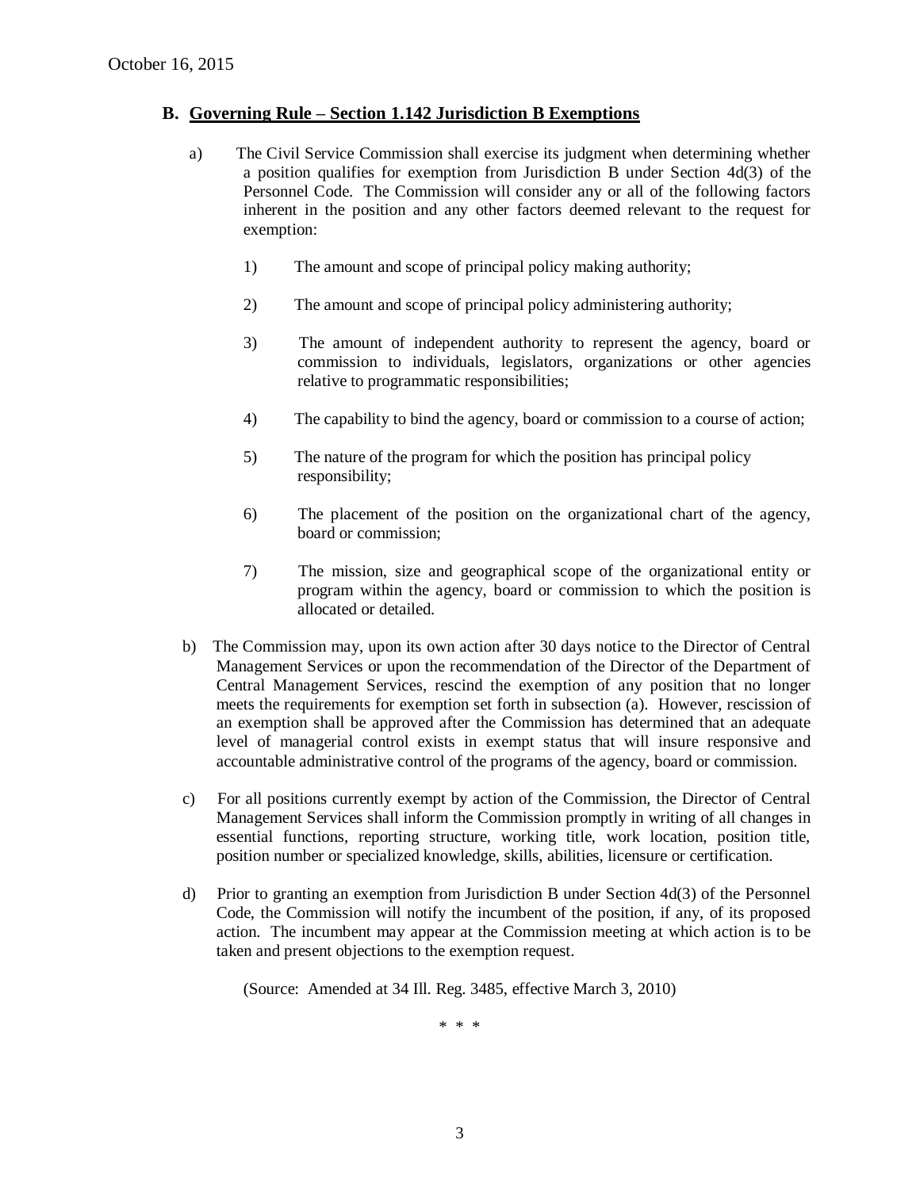## B. Governing Rule – Section 1.142 Jurisdiction B Exemptions

a) The Civil Service Commission shall exercise its judgment when determining whether a position qualifies for exemption from Jurisdiction B under Section 4d(3) of the Personnel Code. The Commission will consider any or all of the following factors inherent in the position and any other factors deemed relevant to the request for exemption:

1) The amount and scope of principal policy making authority;

2) The amount and scope of principal policy administering authority;

3) The amount of independent authority to represent the agency, board or commission to individuals, legislators, organizations or other agencies relative to programmatic responsibilities;

4) The capability to bind the agency, board or commission to a course of action;

5) The nature of the program for which the position has principal policy responsibility;

6) The placement of the position on the organizational chart of the agency, board or commission;

7) The mission, size and geographical scope of the organizational entity or program within the agency, board or commission to which the position is allocated or detailed.

b) The Commission may, upon its own action after 30 days notice to the Director of Central Management Services or upon the recommendation of the Director of the Department of Central Management Services, rescind the exemption of any position that no longer meets the requirements for exemption set forth in subsection (a). However, rescission of an exemption shall be approved after the Commission has determined that an adequate level of managerial control exists in exempt status that will insure responsive and accountable administrative control of the programs of the agency, board or commission.

c) For all positions currently exempt by action of the Commission, the Director of Central Management Services shall inform the Commission promptly in writing of all changes in essential functions, reporting structure, working title, work location, position title, position number or specialized knowledge, skills, abilities, licensure or certification.

d) Prior to granting an exemption from Jurisdiction B under Section 4d(3) of the Personnel Code, the Commission will notify the incumbent of the position, if any, of its proposed action. The incumbent may appear at the Commission meeting at which action is to be taken and present objections to the exemption request.

(Source: Amended at 34 Ill. Reg. 3485, effective March 3, 2010)

\* \* \*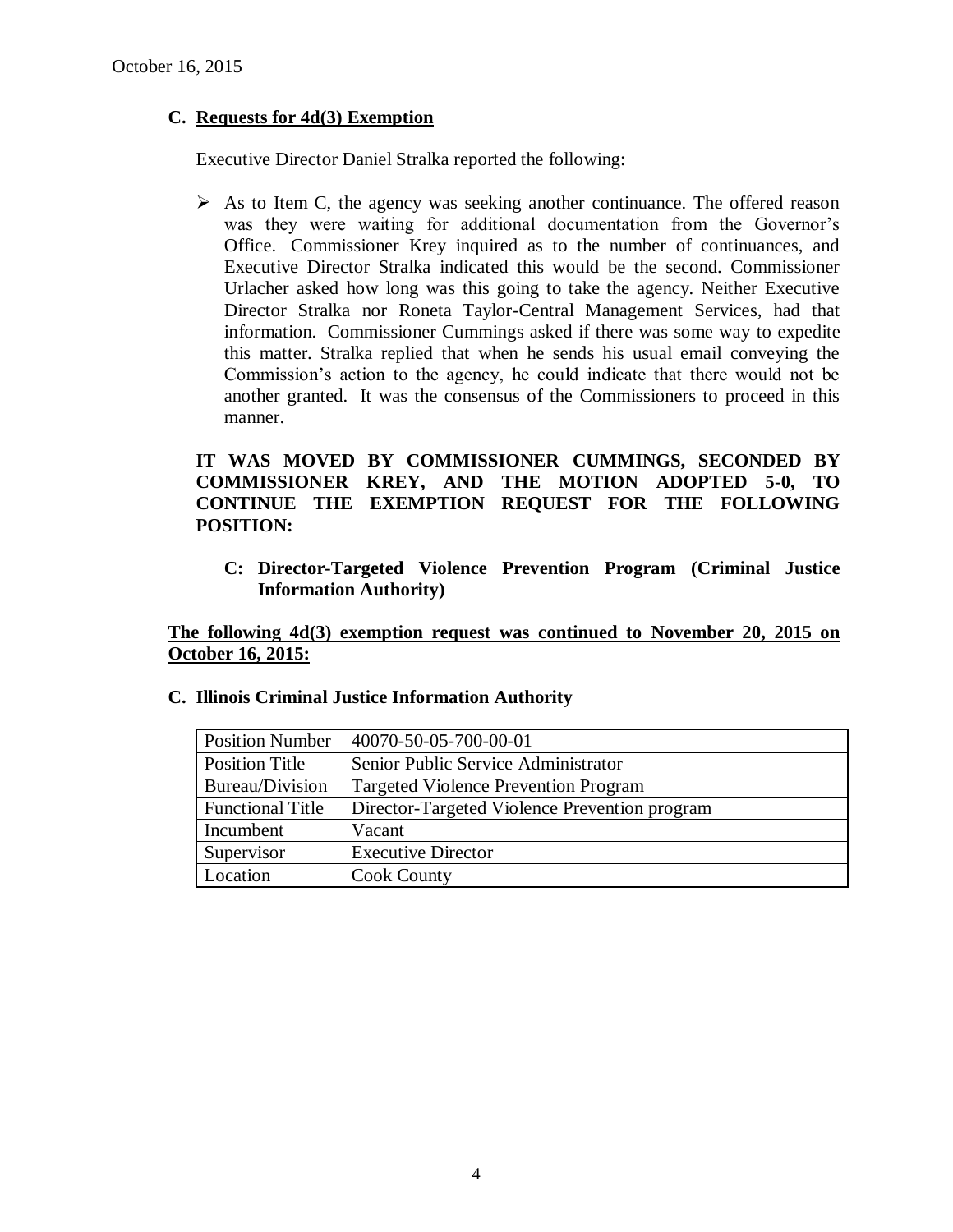October 16, 2015

### C. Requests for 4d(3) Exemption

Executive Director Daniel Stralka reported the following:

- As to Item C, the agency was seeking another continuance. The offered reason was they were waiting for additional documentation from the Governor's Office. Commissioner Krey inquired as to the number of continuances, and Executive Director Stralka indicated this would be the second. Commissioner Urlacher asked how long was this going to take the agency. Neither Executive Director Stralka nor Roneta Taylor-Central Management Services, had that information. Commissioner Cummings asked if there was some way to expedite this matter. Stralka replied that when he sends his usual email conveying the Commission's action to the agency, he could indicate that there would not be another granted. It was the consensus of the Commissioners to proceed in this manner.

**IT WAS MOVED BY COMMISSIONER CUMMINGS, SECONDED BY COMMISSIONER KREY, AND THE MOTION ADOPTED 5-0, TO CONTINUE THE EXEMPTION REQUEST FOR THE FOLLOWING POSITION:**

- **C: Director-Targeted Violence Prevention Program (Criminal Justice Information Authority)**

**The following 4d(3) exemption request was continued to November 20, 2015 on October 16, 2015:**

**C. Illinois Criminal Justice Information Authority**

| Position Number | 40070-50-05-700-00-01 |
|---|---|
| Position Title | Senior Public Service Administrator |
| Bureau/Division | Targeted Violence Prevention Program |
| Functional Title | Director-Targeted Violence Prevention program |
| Incumbent | Vacant |
| Supervisor | Executive Director |
| Location | Cook County |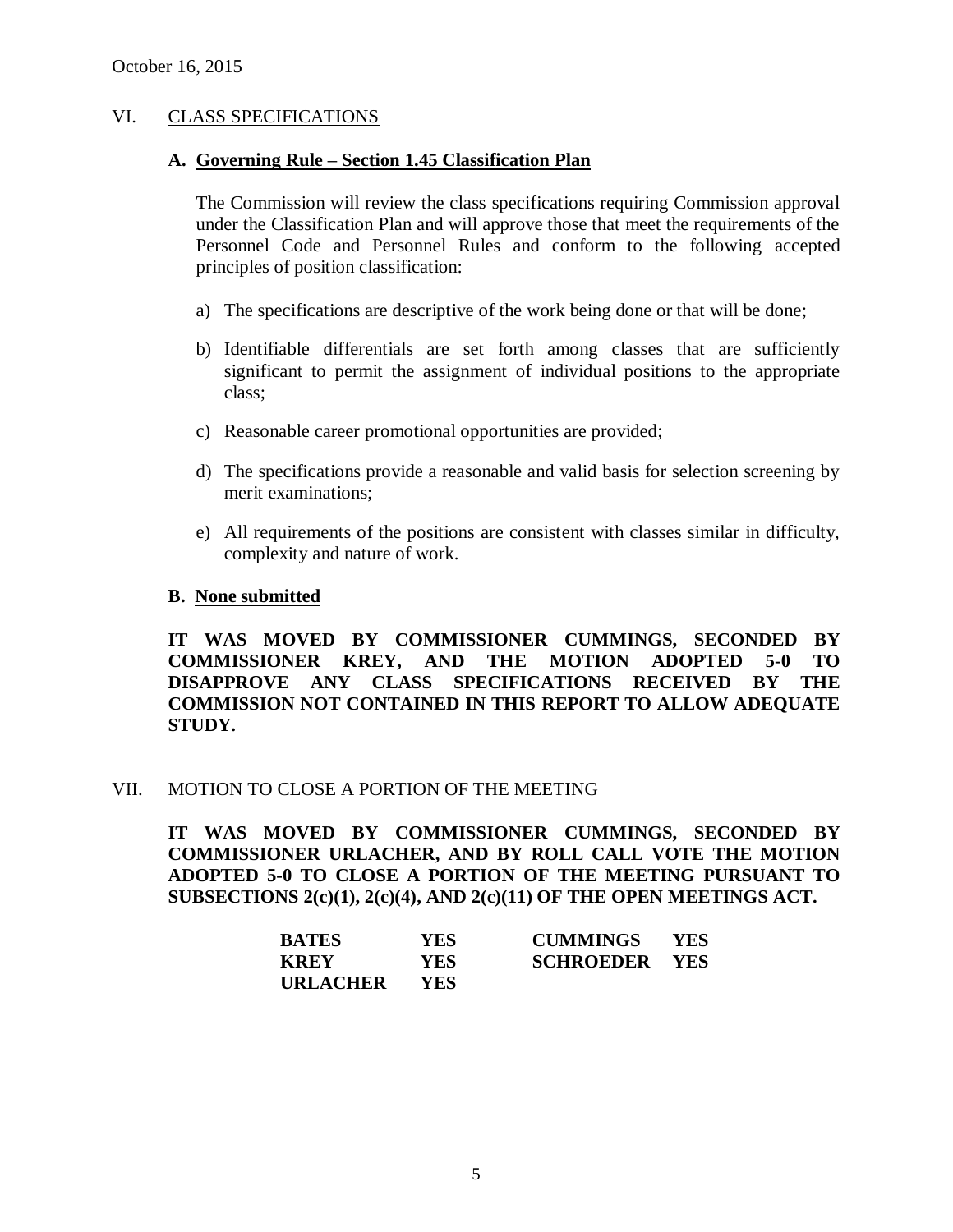October 16, 2015

## VI. CLASS SPECIFICATIONS

### A. Governing Rule – Section 1.45 Classification Plan

The Commission will review the class specifications requiring Commission approval under the Classification Plan and will approve those that meet the requirements of the Personnel Code and Personnel Rules and conform to the following accepted principles of position classification:

a) The specifications are descriptive of the work being done or that will be done;

b) Identifiable differentials are set forth among classes that are sufficiently significant to permit the assignment of individual positions to the appropriate class;

c) Reasonable career promotional opportunities are provided;

d) The specifications provide a reasonable and valid basis for selection screening by merit examinations;

e) All requirements of the positions are consistent with classes similar in difficulty, complexity and nature of work.

### B. None submitted

**IT WAS MOVED BY COMMISSIONER CUMMINGS, SECONDED BY COMMISSIONER KREY, AND THE MOTION ADOPTED 5-0 TO DISAPPROVE ANY CLASS SPECIFICATIONS RECEIVED BY THE COMMISSION NOT CONTAINED IN THIS REPORT TO ALLOW ADEQUATE STUDY.**

## VII. MOTION TO CLOSE A PORTION OF THE MEETING

**IT WAS MOVED BY COMMISSIONER CUMMINGS, SECONDED BY COMMISSIONER URLACHER, AND BY ROLL CALL VOTE THE MOTION ADOPTED 5-0 TO CLOSE A PORTION OF THE MEETING PURSUANT TO SUBSECTIONS 2(c)(1), 2(c)(4), AND 2(c)(11) OF THE OPEN MEETINGS ACT.**

| | | | |
|---|---|---|---|
| **BATES** | **YES** | **CUMMINGS** | **YES** |
| **KREY** | **YES** | **SCHROEDER** | **YES** |
| **URLACHER** | **YES** | | |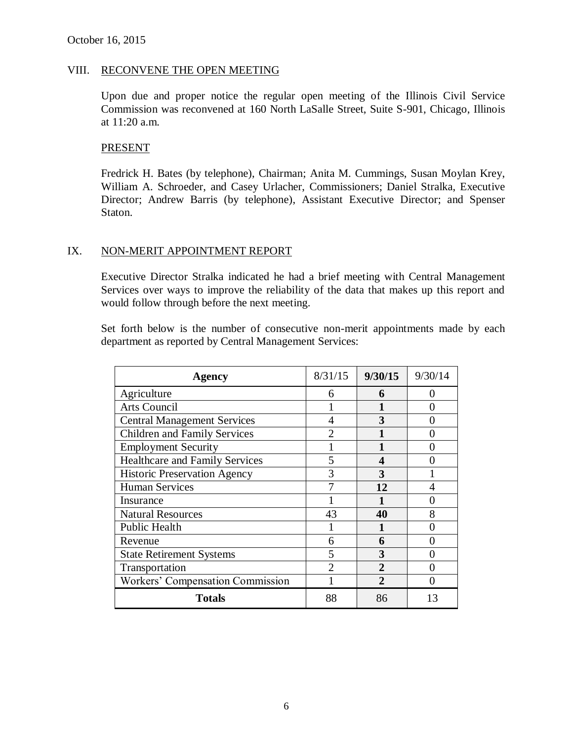October 16, 2015

## VIII. RECONVENE THE OPEN MEETING

Upon due and proper notice the regular open meeting of the Illinois Civil Service Commission was reconvened at 160 North LaSalle Street, Suite S-901, Chicago, Illinois at 11:20 a.m.

### PRESENT

Fredrick H. Bates (by telephone), Chairman; Anita M. Cummings, Susan Moylan Krey, William A. Schroeder, and Casey Urlacher, Commissioners; Daniel Stralka, Executive Director; Andrew Barris (by telephone), Assistant Executive Director; and Spenser Staton.

## IX. NON-MERIT APPOINTMENT REPORT

Executive Director Stralka indicated he had a brief meeting with Central Management Services over ways to improve the reliability of the data that makes up this report and would follow through before the next meeting.

Set forth below is the number of consecutive non-merit appointments made by each department as reported by Central Management Services:

| Agency | 8/31/15 | **9/30/15** | 9/30/14 |
|---|---|---|---|
| Agriculture | 6 | **6** | 0 |
| Arts Council | 1 | **1** | 0 |
| Central Management Services | 4 | **3** | 0 |
| Children and Family Services | 2 | **1** | 0 |
| Employment Security | 1 | **1** | 0 |
| Healthcare and Family Services | 5 | **4** | 0 |
| Historic Preservation Agency | 3 | **3** | 1 |
| Human Services | 7 | **12** | 4 |
| Insurance | 1 | **1** | 0 |
| Natural Resources | 43 | **40** | 8 |
| Public Health | 1 | **1** | 0 |
| Revenue | 6 | **6** | 0 |
| State Retirement Systems | 5 | **3** | 0 |
| Transportation | 2 | **2** | 0 |
| Workers' Compensation Commission | 1 | **2** | 0 |
| **Totals** | 88 | 86 | 13 |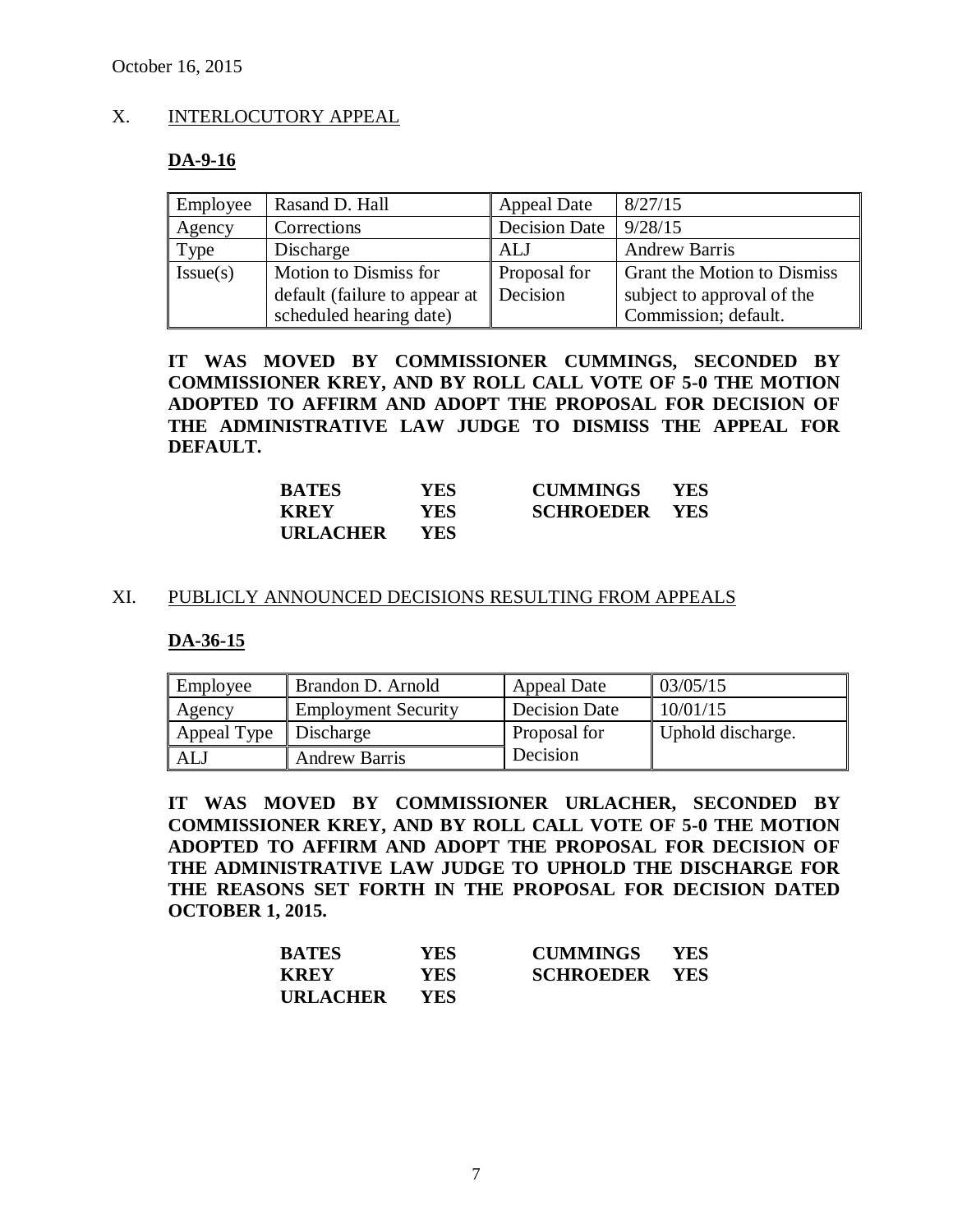## X. INTERLOCUTORY APPEAL

### DA-9-16

| Employee | Rasand D. Hall | Appeal Date | 8/27/15 |
|---|---|---|---|
| Agency | Corrections | Decision Date | 9/28/15 |
| Type | Discharge | ALJ | Andrew Barris |
| Issue(s) | Motion to Dismiss for default (failure to appear at scheduled hearing date) | Proposal for Decision | Grant the Motion to Dismiss subject to approval of the Commission; default. |

**IT WAS MOVED BY COMMISSIONER CUMMINGS, SECONDED BY COMMISSIONER KREY, AND BY ROLL CALL VOTE OF 5-0 THE MOTION ADOPTED TO AFFIRM AND ADOPT THE PROPOSAL FOR DECISION OF THE ADMINISTRATIVE LAW JUDGE TO DISMISS THE APPEAL FOR DEFAULT.**

| | | | |
|---|---|---|---|
| **BATES** | **YES** | **CUMMINGS** | **YES** |
| **KREY** | **YES** | **SCHROEDER** | **YES** |
| **URLACHER** | **YES** | | |

## XI. PUBLICLY ANNOUNCED DECISIONS RESULTING FROM APPEALS

### DA-36-15

| Employee | Brandon D. Arnold | Appeal Date | 03/05/15 |
|---|---|---|---|
| Agency | Employment Security | Decision Date | 10/01/15 |
| Appeal Type | Discharge | Proposal for Decision | Uphold discharge. |
| ALJ | Andrew Barris | | |

**IT WAS MOVED BY COMMISSIONER URLACHER, SECONDED BY COMMISSIONER KREY, AND BY ROLL CALL VOTE OF 5-0 THE MOTION ADOPTED TO AFFIRM AND ADOPT THE PROPOSAL FOR DECISION OF THE ADMINISTRATIVE LAW JUDGE TO UPHOLD THE DISCHARGE FOR THE REASONS SET FORTH IN THE PROPOSAL FOR DECISION DATED OCTOBER 1, 2015.**

| | | | |
|---|---|---|---|
| **BATES** | **YES** | **CUMMINGS** | **YES** |
| **KREY** | **YES** | **SCHROEDER** | **YES** |
| **URLACHER** | **YES** | | |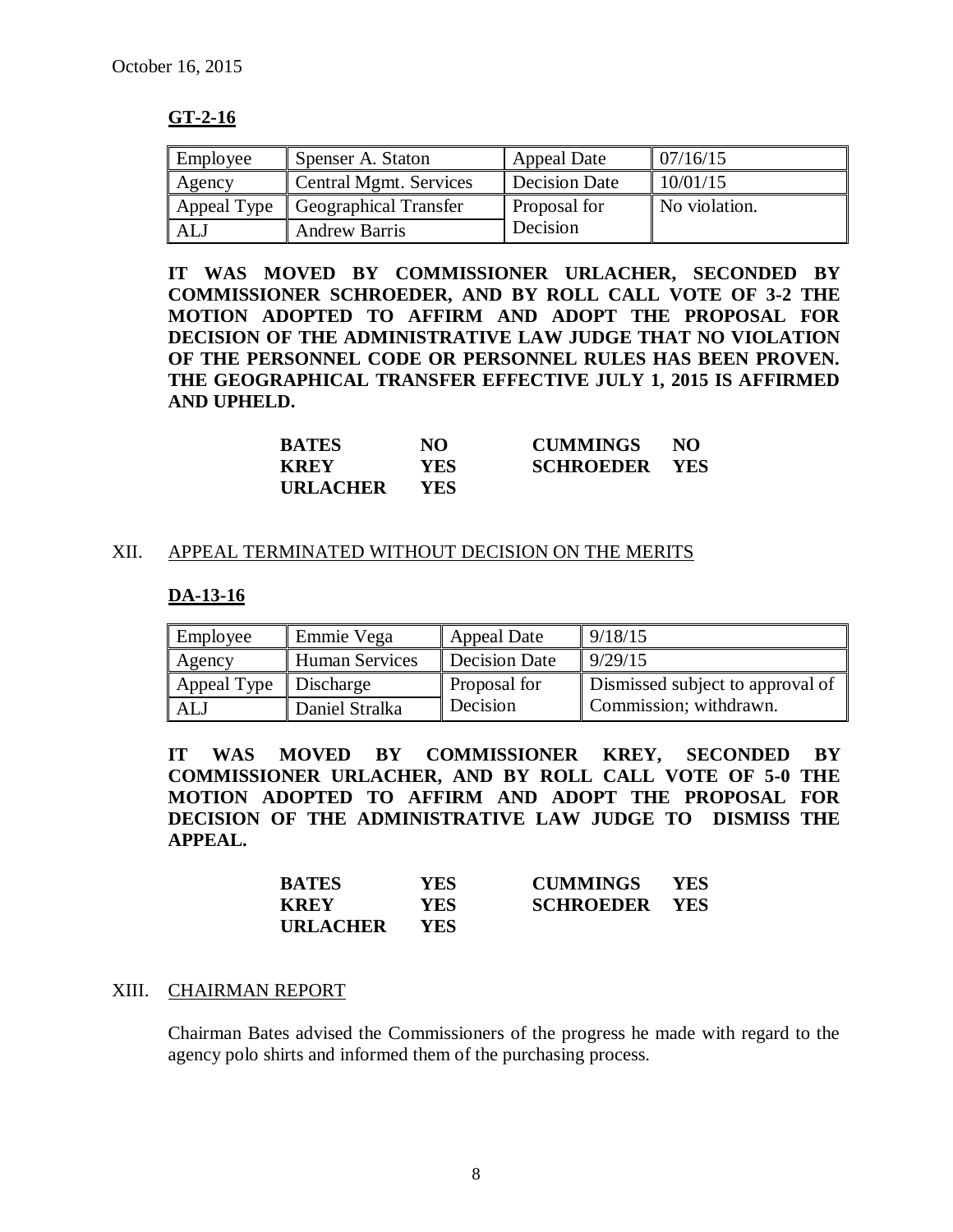October 16, 2015

## GT-2-16

| Employee | Spenser A. Staton | Appeal Date | 07/16/15 |
|---|---|---|---|
| Agency | Central Mgmt. Services | Decision Date | 10/01/15 |
| Appeal Type | Geographical Transfer | Proposal for Decision | No violation. |
| ALJ | Andrew Barris | | |

**IT WAS MOVED BY COMMISSIONER URLACHER, SECONDED BY COMMISSIONER SCHROEDER, AND BY ROLL CALL VOTE OF 3-2 THE MOTION ADOPTED TO AFFIRM AND ADOPT THE PROPOSAL FOR DECISION OF THE ADMINISTRATIVE LAW JUDGE THAT NO VIOLATION OF THE PERSONNEL CODE OR PERSONNEL RULES HAS BEEN PROVEN. THE GEOGRAPHICAL TRANSFER EFFECTIVE JULY 1, 2015 IS AFFIRMED AND UPHELD.**

| | | | |
|---|---|---|---|
| **BATES** | **NO** | **CUMMINGS** | **NO** |
| **KREY** | **YES** | **SCHROEDER** | **YES** |
| **URLACHER** | **YES** | | |

## XII. APPEAL TERMINATED WITHOUT DECISION ON THE MERITS

## DA-13-16

| Employee | Emmie Vega | Appeal Date | 9/18/15 |
|---|---|---|---|
| Agency | Human Services | Decision Date | 9/29/15 |
| Appeal Type | Discharge | Proposal for Decision | Dismissed subject to approval of Commission; withdrawn. |
| ALJ | Daniel Stralka | | |

**IT WAS MOVED BY COMMISSIONER KREY, SECONDED BY COMMISSIONER URLACHER, AND BY ROLL CALL VOTE OF 5-0 THE MOTION ADOPTED TO AFFIRM AND ADOPT THE PROPOSAL FOR DECISION OF THE ADMINISTRATIVE LAW JUDGE TO DISMISS THE APPEAL.**

| | | | |
|---|---|---|---|
| **BATES** | **YES** | **CUMMINGS** | **YES** |
| **KREY** | **YES** | **SCHROEDER** | **YES** |
| **URLACHER** | **YES** | | |

## XIII. CHAIRMAN REPORT

Chairman Bates advised the Commissioners of the progress he made with regard to the agency polo shirts and informed them of the purchasing process.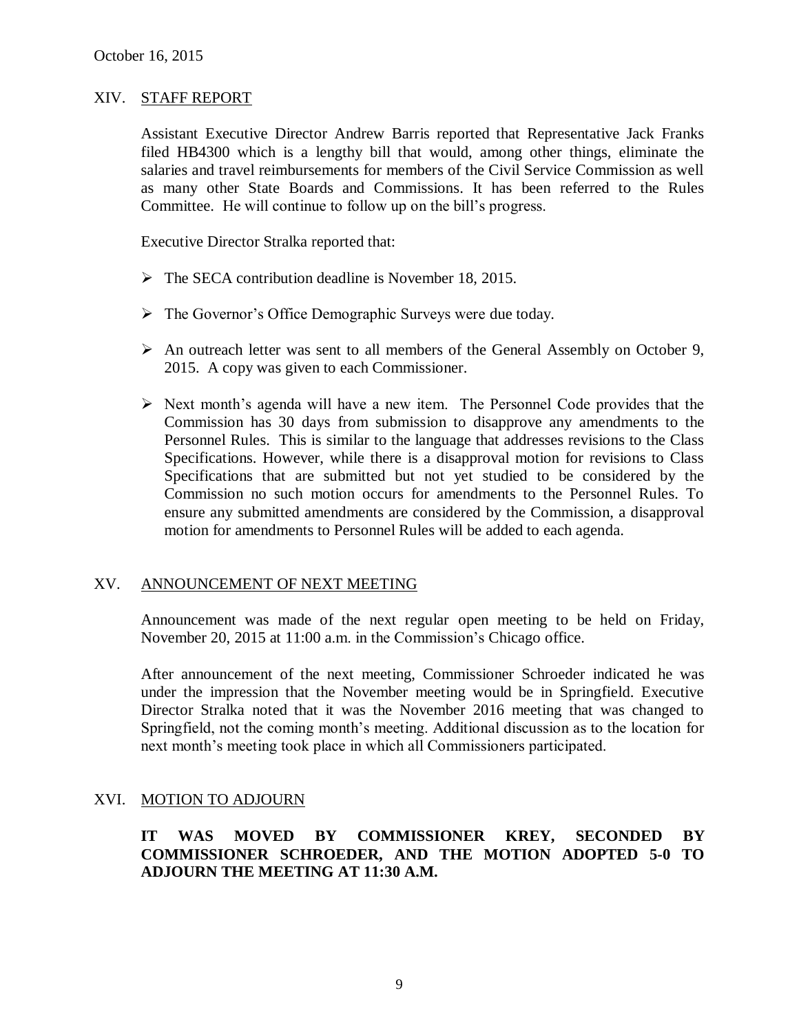## XIV. STAFF REPORT

Assistant Executive Director Andrew Barris reported that Representative Jack Franks filed HB4300 which is a lengthy bill that would, among other things, eliminate the salaries and travel reimbursements for members of the Civil Service Commission as well as many other State Boards and Commissions. It has been referred to the Rules Committee. He will continue to follow up on the bill's progress.

Executive Director Stralka reported that:

- The SECA contribution deadline is November 18, 2015.
- The Governor's Office Demographic Surveys were due today.
- An outreach letter was sent to all members of the General Assembly on October 9, 2015. A copy was given to each Commissioner.
- Next month's agenda will have a new item. The Personnel Code provides that the Commission has 30 days from submission to disapprove any amendments to the Personnel Rules. This is similar to the language that addresses revisions to the Class Specifications. However, while there is a disapproval motion for revisions to Class Specifications that are submitted but not yet studied to be considered by the Commission no such motion occurs for amendments to the Personnel Rules. To ensure any submitted amendments are considered by the Commission, a disapproval motion for amendments to Personnel Rules will be added to each agenda.

## XV. ANNOUNCEMENT OF NEXT MEETING

Announcement was made of the next regular open meeting to be held on Friday, November 20, 2015 at 11:00 a.m. in the Commission's Chicago office.

After announcement of the next meeting, Commissioner Schroeder indicated he was under the impression that the November meeting would be in Springfield. Executive Director Stralka noted that it was the November 2016 meeting that was changed to Springfield, not the coming month's meeting. Additional discussion as to the location for next month's meeting took place in which all Commissioners participated.

## XVI. MOTION TO ADJOURN

**IT WAS MOVED BY COMMISSIONER KREY, SECONDED BY COMMISSIONER SCHROEDER, AND THE MOTION ADOPTED 5-0 TO ADJOURN THE MEETING AT 11:30 A.M.**